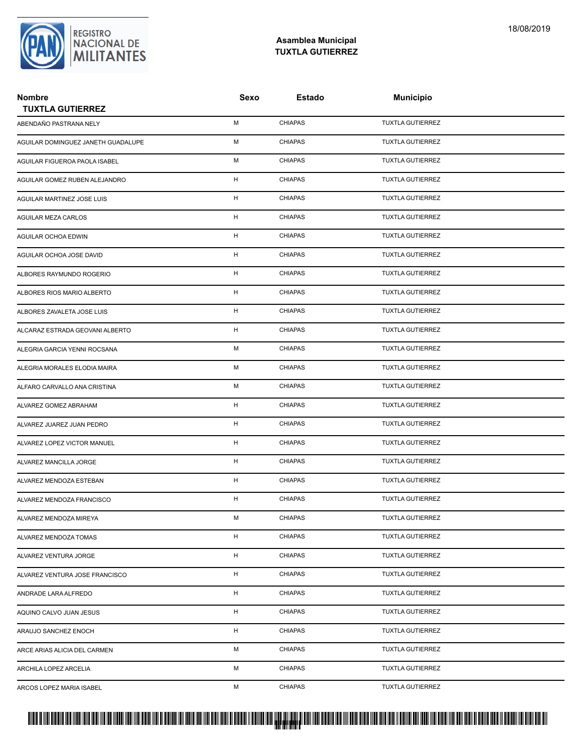REGISTRO NACIONAL DE MILITANTES

18/08/2019

## Asamblea Municipal
## TUXTLA GUTIERREZ

| Nombre<br>TUXTLA GUTIERREZ | Sexo | Estado | Municipio |
|---|---|---|---|
| ABENDAÑO PASTRANA NELY | M | CHIAPAS | TUXTLA GUTIERREZ |
| AGUILAR DOMINGUEZ JANETH GUADALUPE | M | CHIAPAS | TUXTLA GUTIERREZ |
| AGUILAR FIGUEROA PAOLA ISABEL | M | CHIAPAS | TUXTLA GUTIERREZ |
| AGUILAR GOMEZ RUBEN ALEJANDRO | H | CHIAPAS | TUXTLA GUTIERREZ |
| AGUILAR MARTINEZ JOSE LUIS | H | CHIAPAS | TUXTLA GUTIERREZ |
| AGUILAR MEZA CARLOS | H | CHIAPAS | TUXTLA GUTIERREZ |
| AGUILAR OCHOA EDWIN | H | CHIAPAS | TUXTLA GUTIERREZ |
| AGUILAR OCHOA JOSE DAVID | H | CHIAPAS | TUXTLA GUTIERREZ |
| ALBORES RAYMUNDO ROGERIO | H | CHIAPAS | TUXTLA GUTIERREZ |
| ALBORES RIOS MARIO ALBERTO | H | CHIAPAS | TUXTLA GUTIERREZ |
| ALBORES ZAVALETA JOSE LUIS | H | CHIAPAS | TUXTLA GUTIERREZ |
| ALCARAZ ESTRADA GEOVANI ALBERTO | H | CHIAPAS | TUXTLA GUTIERREZ |
| ALEGRIA GARCIA YENNI ROCSANA | M | CHIAPAS | TUXTLA GUTIERREZ |
| ALEGRIA MORALES ELODIA MAIRA | M | CHIAPAS | TUXTLA GUTIERREZ |
| ALFARO CARVALLO ANA CRISTINA | M | CHIAPAS | TUXTLA GUTIERREZ |
| ALVAREZ GOMEZ ABRAHAM | H | CHIAPAS | TUXTLA GUTIERREZ |
| ALVAREZ JUAREZ JUAN PEDRO | H | CHIAPAS | TUXTLA GUTIERREZ |
| ALVAREZ LOPEZ VICTOR MANUEL | H | CHIAPAS | TUXTLA GUTIERREZ |
| ALVAREZ MANCILLA JORGE | H | CHIAPAS | TUXTLA GUTIERREZ |
| ALVAREZ MENDOZA ESTEBAN | H | CHIAPAS | TUXTLA GUTIERREZ |
| ALVAREZ MENDOZA FRANCISCO | H | CHIAPAS | TUXTLA GUTIERREZ |
| ALVAREZ MENDOZA MIREYA | M | CHIAPAS | TUXTLA GUTIERREZ |
| ALVAREZ MENDOZA TOMAS | H | CHIAPAS | TUXTLA GUTIERREZ |
| ALVAREZ VENTURA JORGE | H | CHIAPAS | TUXTLA GUTIERREZ |
| ALVAREZ VENTURA JOSE FRANCISCO | H | CHIAPAS | TUXTLA GUTIERREZ |
| ANDRADE LARA ALFREDO | H | CHIAPAS | TUXTLA GUTIERREZ |
| AQUINO CALVO JUAN JESUS | H | CHIAPAS | TUXTLA GUTIERREZ |
| ARAUJO SANCHEZ ENOCH | H | CHIAPAS | TUXTLA GUTIERREZ |
| ARCE ARIAS ALICIA DEL CARMEN | M | CHIAPAS | TUXTLA GUTIERREZ |
| ARCHILA LOPEZ ARCELIA | M | CHIAPAS | TUXTLA GUTIERREZ |
| ARCOS LOPEZ MARIA ISABEL | M | CHIAPAS | TUXTLA GUTIERREZ |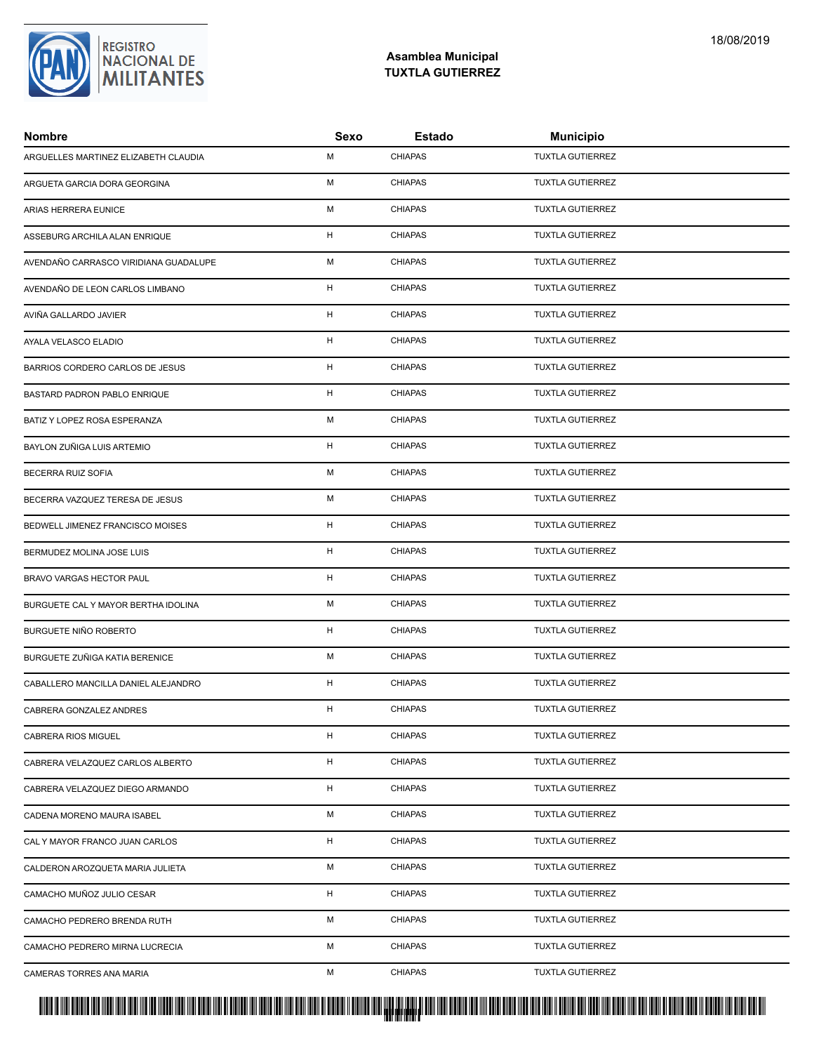**Asamblea Municipal**
**TUXTLA GUTIERREZ**

| Nombre | Sexo | Estado | Municipio |
| --- | --- | --- | --- |
| ARGUELLES MARTINEZ ELIZABETH CLAUDIA | M | CHIAPAS | TUXTLA GUTIERREZ |
| ARGUETA GARCIA DORA GEORGINA | M | CHIAPAS | TUXTLA GUTIERREZ |
| ARIAS HERRERA EUNICE | M | CHIAPAS | TUXTLA GUTIERREZ |
| ASSEBURG ARCHILA ALAN ENRIQUE | H | CHIAPAS | TUXTLA GUTIERREZ |
| AVENDAÑO CARRASCO VIRIDIANA GUADALUPE | M | CHIAPAS | TUXTLA GUTIERREZ |
| AVENDAÑO DE LEON CARLOS LIMBANO | H | CHIAPAS | TUXTLA GUTIERREZ |
| AVIÑA GALLARDO JAVIER | H | CHIAPAS | TUXTLA GUTIERREZ |
| AYALA VELASCO ELADIO | H | CHIAPAS | TUXTLA GUTIERREZ |
| BARRIOS CORDERO CARLOS DE JESUS | H | CHIAPAS | TUXTLA GUTIERREZ |
| BASTARD PADRON PABLO ENRIQUE | H | CHIAPAS | TUXTLA GUTIERREZ |
| BATIZ Y LOPEZ ROSA ESPERANZA | M | CHIAPAS | TUXTLA GUTIERREZ |
| BAYLON ZUÑIGA LUIS ARTEMIO | H | CHIAPAS | TUXTLA GUTIERREZ |
| BECERRA RUIZ SOFIA | M | CHIAPAS | TUXTLA GUTIERREZ |
| BECERRA VAZQUEZ TERESA DE JESUS | M | CHIAPAS | TUXTLA GUTIERREZ |
| BEDWELL JIMENEZ FRANCISCO MOISES | H | CHIAPAS | TUXTLA GUTIERREZ |
| BERMUDEZ MOLINA JOSE LUIS | H | CHIAPAS | TUXTLA GUTIERREZ |
| BRAVO VARGAS HECTOR PAUL | H | CHIAPAS | TUXTLA GUTIERREZ |
| BURGUETE CAL Y MAYOR BERTHA IDOLINA | M | CHIAPAS | TUXTLA GUTIERREZ |
| BURGUETE NIÑO ROBERTO | H | CHIAPAS | TUXTLA GUTIERREZ |
| BURGUETE ZUÑIGA KATIA BERENICE | M | CHIAPAS | TUXTLA GUTIERREZ |
| CABALLERO MANCILLA DANIEL ALEJANDRO | H | CHIAPAS | TUXTLA GUTIERREZ |
| CABRERA GONZALEZ ANDRES | H | CHIAPAS | TUXTLA GUTIERREZ |
| CABRERA RIOS MIGUEL | H | CHIAPAS | TUXTLA GUTIERREZ |
| CABRERA VELAZQUEZ CARLOS ALBERTO | H | CHIAPAS | TUXTLA GUTIERREZ |
| CABRERA VELAZQUEZ DIEGO ARMANDO | H | CHIAPAS | TUXTLA GUTIERREZ |
| CADENA MORENO MAURA ISABEL | M | CHIAPAS | TUXTLA GUTIERREZ |
| CAL Y MAYOR FRANCO JUAN CARLOS | H | CHIAPAS | TUXTLA GUTIERREZ |
| CALDERON AROZQUETA MARIA JULIETA | M | CHIAPAS | TUXTLA GUTIERREZ |
| CAMACHO MUÑOZ JULIO CESAR | H | CHIAPAS | TUXTLA GUTIERREZ |
| CAMACHO PEDRERO BRENDA RUTH | M | CHIAPAS | TUXTLA GUTIERREZ |
| CAMACHO PEDRERO MIRNA LUCRECIA | M | CHIAPAS | TUXTLA GUTIERREZ |
| CAMERAS TORRES ANA MARIA | M | CHIAPAS | TUXTLA GUTIERREZ |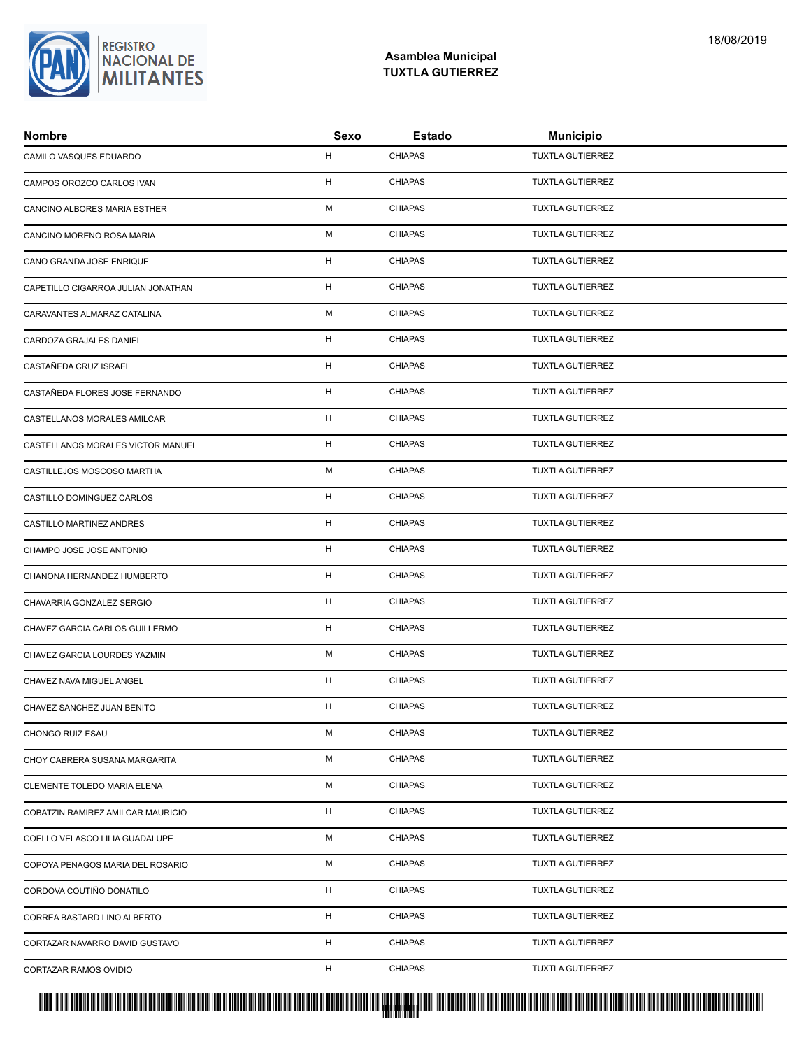## Asamblea Municipal
## TUXTLA GUTIERREZ

| Nombre | Sexo | Estado | Municipio |
|---|---|---|---|
| CAMILO VASQUES EDUARDO | H | CHIAPAS | TUXTLA GUTIERREZ |
| CAMPOS OROZCO CARLOS IVAN | H | CHIAPAS | TUXTLA GUTIERREZ |
| CANCINO ALBORES MARIA ESTHER | M | CHIAPAS | TUXTLA GUTIERREZ |
| CANCINO MORENO ROSA MARIA | M | CHIAPAS | TUXTLA GUTIERREZ |
| CANO GRANDA JOSE ENRIQUE | H | CHIAPAS | TUXTLA GUTIERREZ |
| CAPETILLO CIGARROA JULIAN JONATHAN | H | CHIAPAS | TUXTLA GUTIERREZ |
| CARAVANTES ALMARAZ CATALINA | M | CHIAPAS | TUXTLA GUTIERREZ |
| CARDOZA GRAJALES DANIEL | H | CHIAPAS | TUXTLA GUTIERREZ |
| CASTAÑEDA CRUZ ISRAEL | H | CHIAPAS | TUXTLA GUTIERREZ |
| CASTAÑEDA FLORES JOSE FERNANDO | H | CHIAPAS | TUXTLA GUTIERREZ |
| CASTELLANOS MORALES AMILCAR | H | CHIAPAS | TUXTLA GUTIERREZ |
| CASTELLANOS MORALES VICTOR MANUEL | H | CHIAPAS | TUXTLA GUTIERREZ |
| CASTILLEJOS MOSCOSO MARTHA | M | CHIAPAS | TUXTLA GUTIERREZ |
| CASTILLO DOMINGUEZ CARLOS | H | CHIAPAS | TUXTLA GUTIERREZ |
| CASTILLO MARTINEZ ANDRES | H | CHIAPAS | TUXTLA GUTIERREZ |
| CHAMPO JOSE JOSE ANTONIO | H | CHIAPAS | TUXTLA GUTIERREZ |
| CHANONA HERNANDEZ HUMBERTO | H | CHIAPAS | TUXTLA GUTIERREZ |
| CHAVARRIA GONZALEZ SERGIO | H | CHIAPAS | TUXTLA GUTIERREZ |
| CHAVEZ GARCIA CARLOS GUILLERMO | H | CHIAPAS | TUXTLA GUTIERREZ |
| CHAVEZ GARCIA LOURDES YAZMIN | M | CHIAPAS | TUXTLA GUTIERREZ |
| CHAVEZ NAVA MIGUEL ANGEL | H | CHIAPAS | TUXTLA GUTIERREZ |
| CHAVEZ SANCHEZ JUAN BENITO | H | CHIAPAS | TUXTLA GUTIERREZ |
| CHONGO RUIZ ESAU | M | CHIAPAS | TUXTLA GUTIERREZ |
| CHOY CABRERA SUSANA MARGARITA | M | CHIAPAS | TUXTLA GUTIERREZ |
| CLEMENTE TOLEDO MARIA ELENA | M | CHIAPAS | TUXTLA GUTIERREZ |
| COBATZIN RAMIREZ AMILCAR MAURICIO | H | CHIAPAS | TUXTLA GUTIERREZ |
| COELLO VELASCO LILIA GUADALUPE | M | CHIAPAS | TUXTLA GUTIERREZ |
| COPOYA PENAGOS MARIA DEL ROSARIO | M | CHIAPAS | TUXTLA GUTIERREZ |
| CORDOVA COUTIÑO DONATILO | H | CHIAPAS | TUXTLA GUTIERREZ |
| CORREA BASTARD LINO ALBERTO | H | CHIAPAS | TUXTLA GUTIERREZ |
| CORTAZAR NAVARRO DAVID GUSTAVO | H | CHIAPAS | TUXTLA GUTIERREZ |
| CORTAZAR RAMOS OVIDIO | H | CHIAPAS | TUXTLA GUTIERREZ |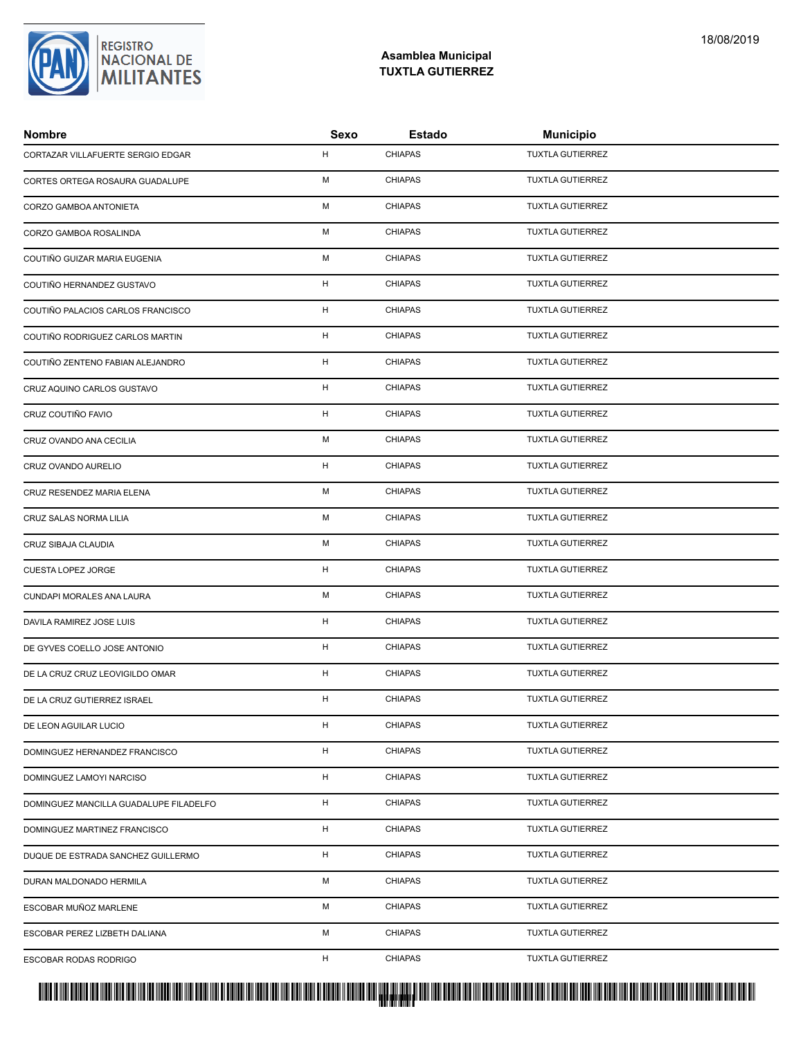## Asamblea Municipal
## TUXTLA GUTIERREZ

| Nombre | Sexo | Estado | Municipio |
| --- | --- | --- | --- |
| CORTAZAR VILLAFUERTE SERGIO EDGAR | H | CHIAPAS | TUXTLA GUTIERREZ |
| CORTES ORTEGA ROSAURA GUADALUPE | M | CHIAPAS | TUXTLA GUTIERREZ |
| CORZO GAMBOA ANTONIETA | M | CHIAPAS | TUXTLA GUTIERREZ |
| CORZO GAMBOA ROSALINDA | M | CHIAPAS | TUXTLA GUTIERREZ |
| COUTIÑO GUIZAR MARIA EUGENIA | M | CHIAPAS | TUXTLA GUTIERREZ |
| COUTIÑO HERNANDEZ GUSTAVO | H | CHIAPAS | TUXTLA GUTIERREZ |
| COUTIÑO PALACIOS CARLOS FRANCISCO | H | CHIAPAS | TUXTLA GUTIERREZ |
| COUTIÑO RODRIGUEZ CARLOS MARTIN | H | CHIAPAS | TUXTLA GUTIERREZ |
| COUTIÑO ZENTENO FABIAN ALEJANDRO | H | CHIAPAS | TUXTLA GUTIERREZ |
| CRUZ AQUINO CARLOS GUSTAVO | H | CHIAPAS | TUXTLA GUTIERREZ |
| CRUZ COUTIÑO FAVIO | H | CHIAPAS | TUXTLA GUTIERREZ |
| CRUZ OVANDO ANA CECILIA | M | CHIAPAS | TUXTLA GUTIERREZ |
| CRUZ OVANDO AURELIO | H | CHIAPAS | TUXTLA GUTIERREZ |
| CRUZ RESENDEZ MARIA ELENA | M | CHIAPAS | TUXTLA GUTIERREZ |
| CRUZ SALAS NORMA LILIA | M | CHIAPAS | TUXTLA GUTIERREZ |
| CRUZ SIBAJA CLAUDIA | M | CHIAPAS | TUXTLA GUTIERREZ |
| CUESTA LOPEZ JORGE | H | CHIAPAS | TUXTLA GUTIERREZ |
| CUNDAPI MORALES ANA LAURA | M | CHIAPAS | TUXTLA GUTIERREZ |
| DAVILA RAMIREZ JOSE LUIS | H | CHIAPAS | TUXTLA GUTIERREZ |
| DE GYVES COELLO JOSE ANTONIO | H | CHIAPAS | TUXTLA GUTIERREZ |
| DE LA CRUZ CRUZ LEOVIGILDO OMAR | H | CHIAPAS | TUXTLA GUTIERREZ |
| DE LA CRUZ GUTIERREZ ISRAEL | H | CHIAPAS | TUXTLA GUTIERREZ |
| DE LEON AGUILAR LUCIO | H | CHIAPAS | TUXTLA GUTIERREZ |
| DOMINGUEZ HERNANDEZ FRANCISCO | H | CHIAPAS | TUXTLA GUTIERREZ |
| DOMINGUEZ LAMOYI NARCISO | H | CHIAPAS | TUXTLA GUTIERREZ |
| DOMINGUEZ MANCILLA GUADALUPE FILADELFO | H | CHIAPAS | TUXTLA GUTIERREZ |
| DOMINGUEZ MARTINEZ FRANCISCO | H | CHIAPAS | TUXTLA GUTIERREZ |
| DUQUE DE ESTRADA SANCHEZ GUILLERMO | H | CHIAPAS | TUXTLA GUTIERREZ |
| DURAN MALDONADO HERMILA | M | CHIAPAS | TUXTLA GUTIERREZ |
| ESCOBAR MUÑOZ MARLENE | M | CHIAPAS | TUXTLA GUTIERREZ |
| ESCOBAR PEREZ LIZBETH DALIANA | M | CHIAPAS | TUXTLA GUTIERREZ |
| ESCOBAR RODAS RODRIGO | H | CHIAPAS | TUXTLA GUTIERREZ |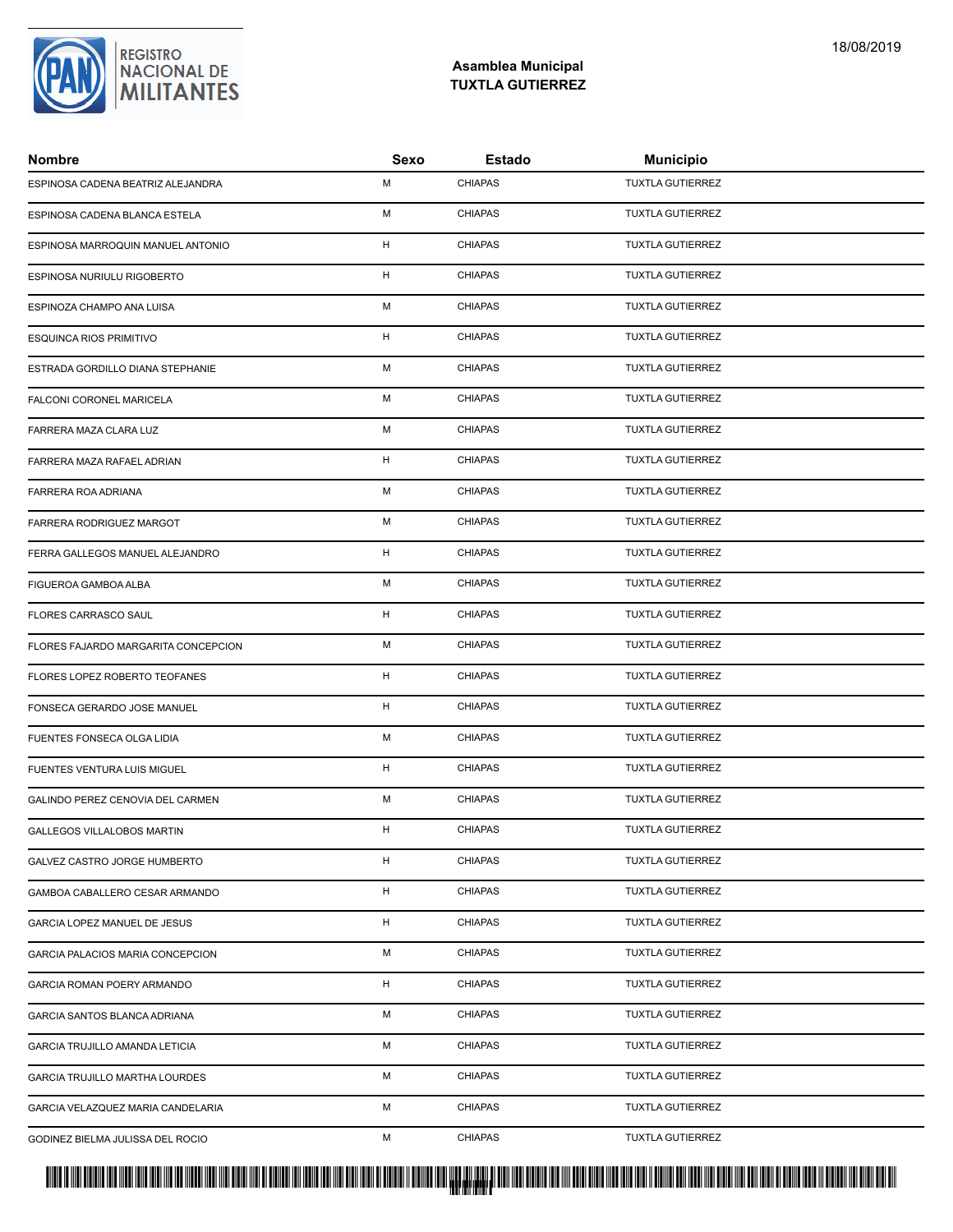**Asamblea Municipal**
**TUXTLA GUTIERREZ**

| Nombre | Sexo | Estado | Municipio |
|---|---|---|---|
| ESPINOSA CADENA BEATRIZ ALEJANDRA | M | CHIAPAS | TUXTLA GUTIERREZ |
| ESPINOSA CADENA BLANCA ESTELA | M | CHIAPAS | TUXTLA GUTIERREZ |
| ESPINOSA MARROQUIN MANUEL ANTONIO | H | CHIAPAS | TUXTLA GUTIERREZ |
| ESPINOSA NURIULU RIGOBERTO | H | CHIAPAS | TUXTLA GUTIERREZ |
| ESPINOZA CHAMPO ANA LUISA | M | CHIAPAS | TUXTLA GUTIERREZ |
| ESQUINCA RIOS PRIMITIVO | H | CHIAPAS | TUXTLA GUTIERREZ |
| ESTRADA GORDILLO DIANA STEPHANIE | M | CHIAPAS | TUXTLA GUTIERREZ |
| FALCONI CORONEL MARICELA | M | CHIAPAS | TUXTLA GUTIERREZ |
| FARRERA MAZA CLARA LUZ | M | CHIAPAS | TUXTLA GUTIERREZ |
| FARRERA MAZA RAFAEL ADRIAN | H | CHIAPAS | TUXTLA GUTIERREZ |
| FARRERA ROA ADRIANA | M | CHIAPAS | TUXTLA GUTIERREZ |
| FARRERA RODRIGUEZ MARGOT | M | CHIAPAS | TUXTLA GUTIERREZ |
| FERRA GALLEGOS MANUEL ALEJANDRO | H | CHIAPAS | TUXTLA GUTIERREZ |
| FIGUEROA GAMBOA ALBA | M | CHIAPAS | TUXTLA GUTIERREZ |
| FLORES CARRASCO SAUL | H | CHIAPAS | TUXTLA GUTIERREZ |
| FLORES FAJARDO MARGARITA CONCEPCION | M | CHIAPAS | TUXTLA GUTIERREZ |
| FLORES LOPEZ ROBERTO TEOFANES | H | CHIAPAS | TUXTLA GUTIERREZ |
| FONSECA GERARDO JOSE MANUEL | H | CHIAPAS | TUXTLA GUTIERREZ |
| FUENTES FONSECA OLGA LIDIA | M | CHIAPAS | TUXTLA GUTIERREZ |
| FUENTES VENTURA LUIS MIGUEL | H | CHIAPAS | TUXTLA GUTIERREZ |
| GALINDO PEREZ CENOVIA DEL CARMEN | M | CHIAPAS | TUXTLA GUTIERREZ |
| GALLEGOS VILLALOBOS MARTIN | H | CHIAPAS | TUXTLA GUTIERREZ |
| GALVEZ CASTRO JORGE HUMBERTO | H | CHIAPAS | TUXTLA GUTIERREZ |
| GAMBOA CABALLERO CESAR ARMANDO | H | CHIAPAS | TUXTLA GUTIERREZ |
| GARCIA LOPEZ MANUEL DE JESUS | H | CHIAPAS | TUXTLA GUTIERREZ |
| GARCIA PALACIOS MARIA CONCEPCION | M | CHIAPAS | TUXTLA GUTIERREZ |
| GARCIA ROMAN POERY ARMANDO | H | CHIAPAS | TUXTLA GUTIERREZ |
| GARCIA SANTOS BLANCA ADRIANA | M | CHIAPAS | TUXTLA GUTIERREZ |
| GARCIA TRUJILLO AMANDA LETICIA | M | CHIAPAS | TUXTLA GUTIERREZ |
| GARCIA TRUJILLO MARTHA LOURDES | M | CHIAPAS | TUXTLA GUTIERREZ |
| GARCIA VELAZQUEZ MARIA CANDELARIA | M | CHIAPAS | TUXTLA GUTIERREZ |
| GODINEZ BIELMA JULISSA DEL ROCIO | M | CHIAPAS | TUXTLA GUTIERREZ |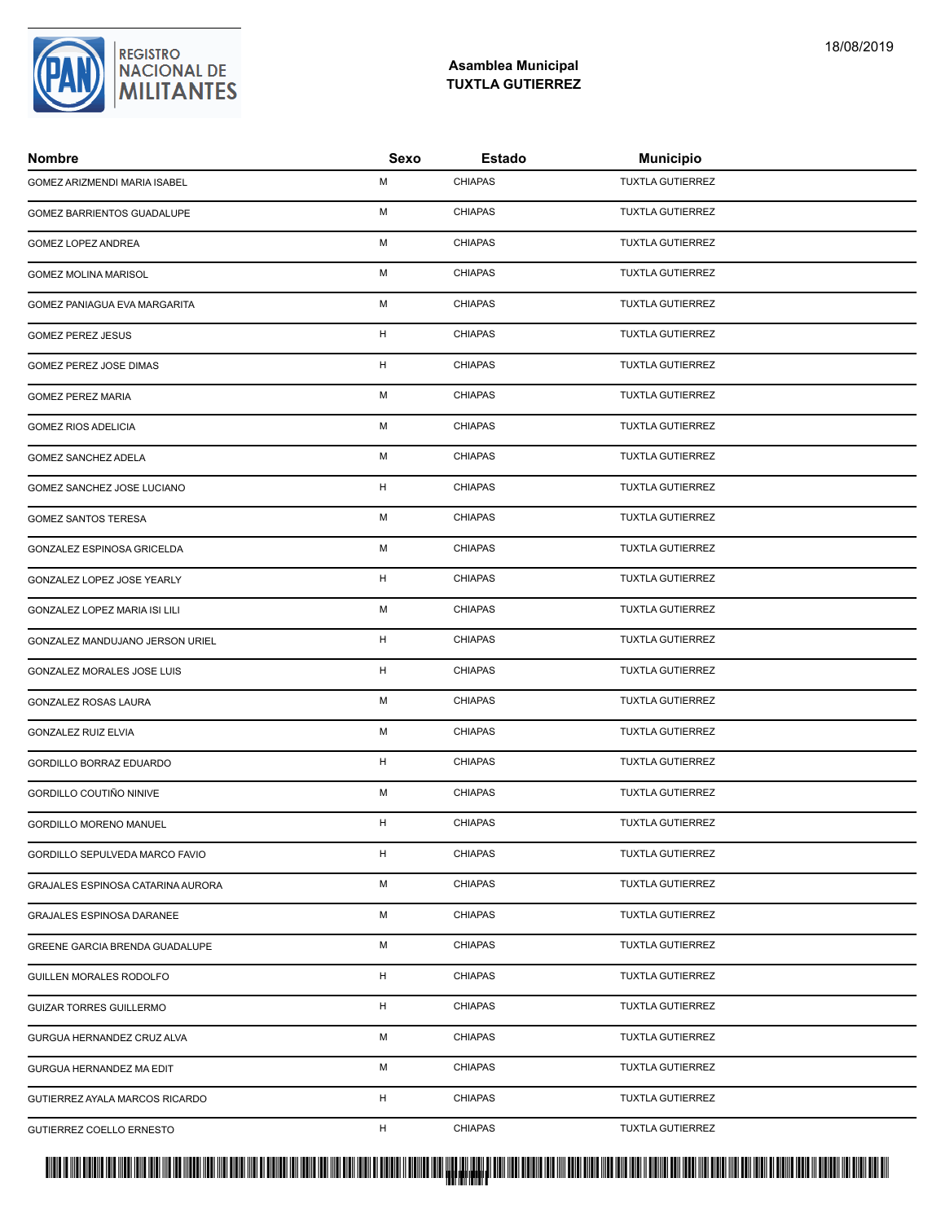**Asamblea Municipal**
**TUXTLA GUTIERREZ**

| Nombre | Sexo | Estado | Municipio |
|---|---|---|---|
| GOMEZ ARIZMENDI MARIA ISABEL | M | CHIAPAS | TUXTLA GUTIERREZ |
| GOMEZ BARRIENTOS GUADALUPE | M | CHIAPAS | TUXTLA GUTIERREZ |
| GOMEZ LOPEZ ANDREA | M | CHIAPAS | TUXTLA GUTIERREZ |
| GOMEZ MOLINA MARISOL | M | CHIAPAS | TUXTLA GUTIERREZ |
| GOMEZ PANIAGUA EVA MARGARITA | M | CHIAPAS | TUXTLA GUTIERREZ |
| GOMEZ PEREZ JESUS | H | CHIAPAS | TUXTLA GUTIERREZ |
| GOMEZ PEREZ JOSE DIMAS | H | CHIAPAS | TUXTLA GUTIERREZ |
| GOMEZ PEREZ MARIA | M | CHIAPAS | TUXTLA GUTIERREZ |
| GOMEZ RIOS ADELICIA | M | CHIAPAS | TUXTLA GUTIERREZ |
| GOMEZ SANCHEZ ADELA | M | CHIAPAS | TUXTLA GUTIERREZ |
| GOMEZ SANCHEZ JOSE LUCIANO | H | CHIAPAS | TUXTLA GUTIERREZ |
| GOMEZ SANTOS TERESA | M | CHIAPAS | TUXTLA GUTIERREZ |
| GONZALEZ ESPINOSA GRICELDA | M | CHIAPAS | TUXTLA GUTIERREZ |
| GONZALEZ LOPEZ JOSE YEARLY | H | CHIAPAS | TUXTLA GUTIERREZ |
| GONZALEZ LOPEZ MARIA ISI LILI | M | CHIAPAS | TUXTLA GUTIERREZ |
| GONZALEZ MANDUJANO JERSON URIEL | H | CHIAPAS | TUXTLA GUTIERREZ |
| GONZALEZ MORALES JOSE LUIS | H | CHIAPAS | TUXTLA GUTIERREZ |
| GONZALEZ ROSAS LAURA | M | CHIAPAS | TUXTLA GUTIERREZ |
| GONZALEZ RUIZ ELVIA | M | CHIAPAS | TUXTLA GUTIERREZ |
| GORDILLO BORRAZ EDUARDO | H | CHIAPAS | TUXTLA GUTIERREZ |
| GORDILLO COUTIÑO NINIVE | M | CHIAPAS | TUXTLA GUTIERREZ |
| GORDILLO MORENO MANUEL | H | CHIAPAS | TUXTLA GUTIERREZ |
| GORDILLO SEPULVEDA MARCO FAVIO | H | CHIAPAS | TUXTLA GUTIERREZ |
| GRAJALES ESPINOSA CATARINA AURORA | M | CHIAPAS | TUXTLA GUTIERREZ |
| GRAJALES ESPINOSA DARANEE | M | CHIAPAS | TUXTLA GUTIERREZ |
| GREENE GARCIA BRENDA GUADALUPE | M | CHIAPAS | TUXTLA GUTIERREZ |
| GUILLEN MORALES RODOLFO | H | CHIAPAS | TUXTLA GUTIERREZ |
| GUIZAR TORRES GUILLERMO | H | CHIAPAS | TUXTLA GUTIERREZ |
| GURGUA HERNANDEZ CRUZ ALVA | M | CHIAPAS | TUXTLA GUTIERREZ |
| GURGUA HERNANDEZ MA EDIT | M | CHIAPAS | TUXTLA GUTIERREZ |
| GUTIERREZ AYALA MARCOS RICARDO | H | CHIAPAS | TUXTLA GUTIERREZ |
| GUTIERREZ COELLO ERNESTO | H | CHIAPAS | TUXTLA GUTIERREZ |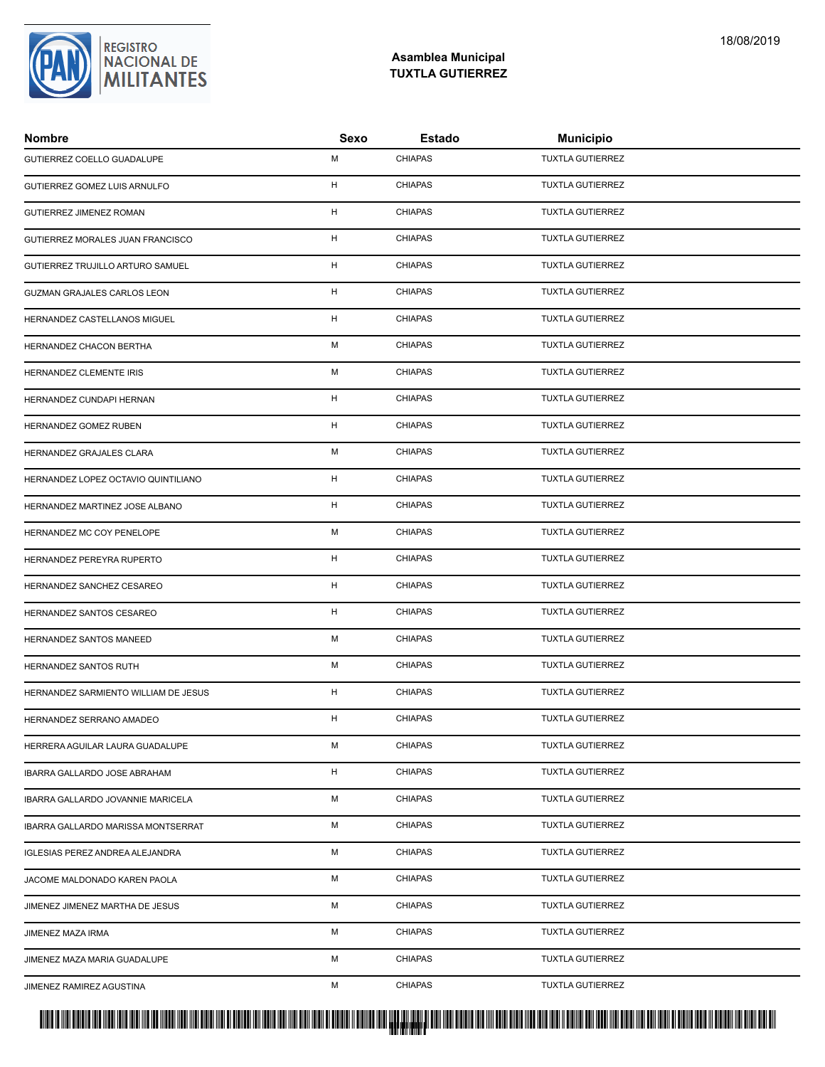**Asamblea Municipal**
**TUXTLA GUTIERREZ**

| Nombre | Sexo | Estado | Municipio |
|---|---|---|---|
| GUTIERREZ COELLO GUADALUPE | M | CHIAPAS | TUXTLA GUTIERREZ |
| GUTIERREZ GOMEZ LUIS ARNULFO | H | CHIAPAS | TUXTLA GUTIERREZ |
| GUTIERREZ JIMENEZ ROMAN | H | CHIAPAS | TUXTLA GUTIERREZ |
| GUTIERREZ MORALES JUAN FRANCISCO | H | CHIAPAS | TUXTLA GUTIERREZ |
| GUTIERREZ TRUJILLO ARTURO SAMUEL | H | CHIAPAS | TUXTLA GUTIERREZ |
| GUZMAN GRAJALES CARLOS LEON | H | CHIAPAS | TUXTLA GUTIERREZ |
| HERNANDEZ CASTELLANOS MIGUEL | H | CHIAPAS | TUXTLA GUTIERREZ |
| HERNANDEZ CHACON BERTHA | M | CHIAPAS | TUXTLA GUTIERREZ |
| HERNANDEZ CLEMENTE IRIS | M | CHIAPAS | TUXTLA GUTIERREZ |
| HERNANDEZ CUNDAPI HERNAN | H | CHIAPAS | TUXTLA GUTIERREZ |
| HERNANDEZ GOMEZ RUBEN | H | CHIAPAS | TUXTLA GUTIERREZ |
| HERNANDEZ GRAJALES CLARA | M | CHIAPAS | TUXTLA GUTIERREZ |
| HERNANDEZ LOPEZ OCTAVIO QUINTILIANO | H | CHIAPAS | TUXTLA GUTIERREZ |
| HERNANDEZ MARTINEZ JOSE ALBANO | H | CHIAPAS | TUXTLA GUTIERREZ |
| HERNANDEZ MC COY PENELOPE | M | CHIAPAS | TUXTLA GUTIERREZ |
| HERNANDEZ PEREYRA RUPERTO | H | CHIAPAS | TUXTLA GUTIERREZ |
| HERNANDEZ SANCHEZ CESAREO | H | CHIAPAS | TUXTLA GUTIERREZ |
| HERNANDEZ SANTOS CESAREO | H | CHIAPAS | TUXTLA GUTIERREZ |
| HERNANDEZ SANTOS MANEED | M | CHIAPAS | TUXTLA GUTIERREZ |
| HERNANDEZ SANTOS RUTH | M | CHIAPAS | TUXTLA GUTIERREZ |
| HERNANDEZ SARMIENTO WILLIAM DE JESUS | H | CHIAPAS | TUXTLA GUTIERREZ |
| HERNANDEZ SERRANO AMADEO | H | CHIAPAS | TUXTLA GUTIERREZ |
| HERRERA AGUILAR LAURA GUADALUPE | M | CHIAPAS | TUXTLA GUTIERREZ |
| IBARRA GALLARDO JOSE ABRAHAM | H | CHIAPAS | TUXTLA GUTIERREZ |
| IBARRA GALLARDO JOVANNIE MARICELA | M | CHIAPAS | TUXTLA GUTIERREZ |
| IBARRA GALLARDO MARISSA MONTSERRAT | M | CHIAPAS | TUXTLA GUTIERREZ |
| IGLESIAS PEREZ ANDREA ALEJANDRA | M | CHIAPAS | TUXTLA GUTIERREZ |
| JACOME MALDONADO KAREN PAOLA | M | CHIAPAS | TUXTLA GUTIERREZ |
| JIMENEZ JIMENEZ MARTHA DE JESUS | M | CHIAPAS | TUXTLA GUTIERREZ |
| JIMENEZ MAZA IRMA | M | CHIAPAS | TUXTLA GUTIERREZ |
| JIMENEZ MAZA MARIA GUADALUPE | M | CHIAPAS | TUXTLA GUTIERREZ |
| JIMENEZ RAMIREZ AGUSTINA | M | CHIAPAS | TUXTLA GUTIERREZ |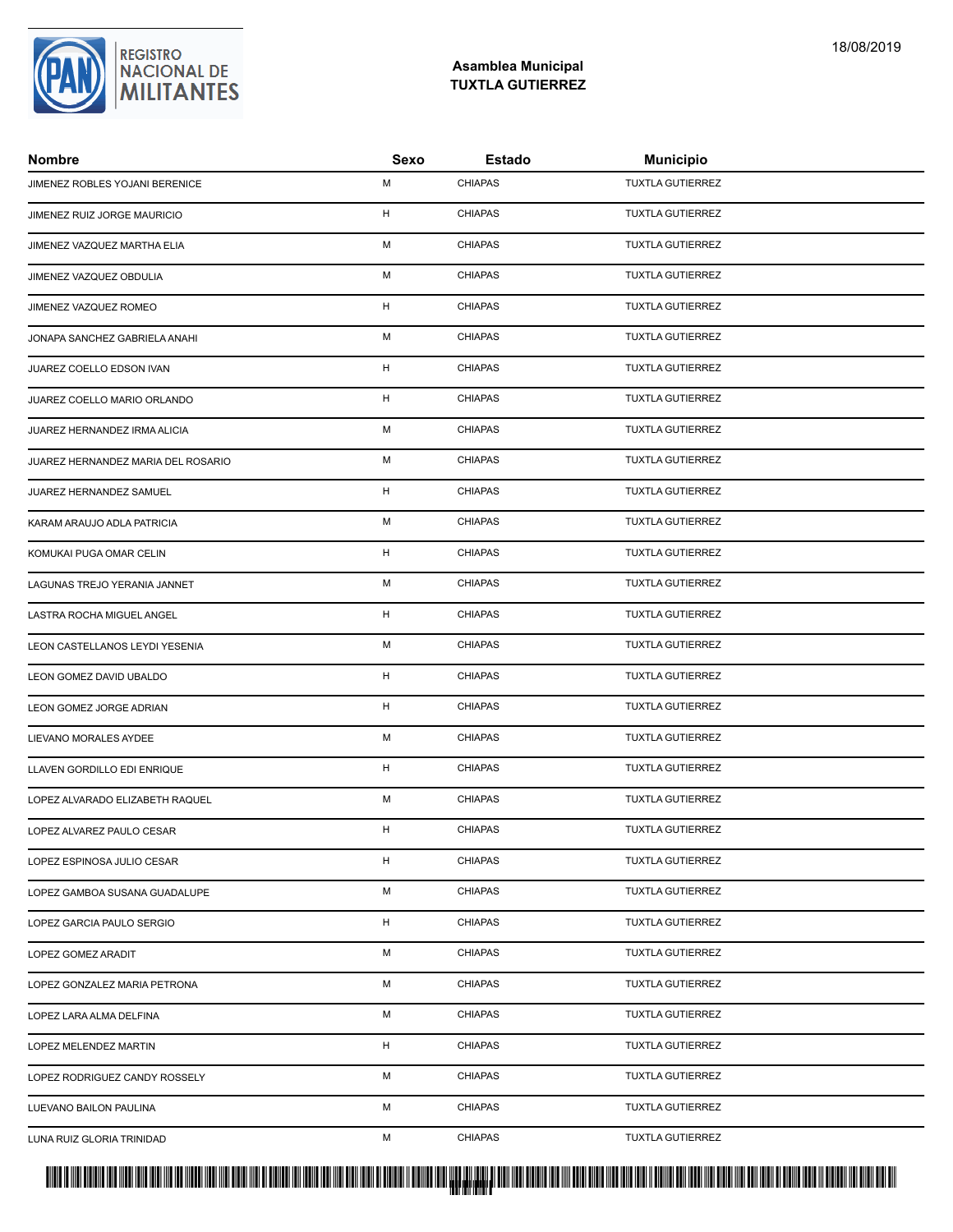**Asamblea Municipal**
**TUXTLA GUTIERREZ**

| Nombre | Sexo | Estado | Municipio |
|---|---|---|---|
| JIMENEZ ROBLES YOJANI BERENICE | M | CHIAPAS | TUXTLA GUTIERREZ |
| JIMENEZ RUIZ JORGE MAURICIO | H | CHIAPAS | TUXTLA GUTIERREZ |
| JIMENEZ VAZQUEZ MARTHA ELIA | M | CHIAPAS | TUXTLA GUTIERREZ |
| JIMENEZ VAZQUEZ OBDULIA | M | CHIAPAS | TUXTLA GUTIERREZ |
| JIMENEZ VAZQUEZ ROMEO | H | CHIAPAS | TUXTLA GUTIERREZ |
| JONAPA SANCHEZ GABRIELA ANAHI | M | CHIAPAS | TUXTLA GUTIERREZ |
| JUAREZ COELLO EDSON IVAN | H | CHIAPAS | TUXTLA GUTIERREZ |
| JUAREZ COELLO MARIO ORLANDO | H | CHIAPAS | TUXTLA GUTIERREZ |
| JUAREZ HERNANDEZ IRMA ALICIA | M | CHIAPAS | TUXTLA GUTIERREZ |
| JUAREZ HERNANDEZ MARIA DEL ROSARIO | M | CHIAPAS | TUXTLA GUTIERREZ |
| JUAREZ HERNANDEZ SAMUEL | H | CHIAPAS | TUXTLA GUTIERREZ |
| KARAM ARAUJO ADLA PATRICIA | M | CHIAPAS | TUXTLA GUTIERREZ |
| KOMUKAI PUGA OMAR CELIN | H | CHIAPAS | TUXTLA GUTIERREZ |
| LAGUNAS TREJO YERANIA JANNET | M | CHIAPAS | TUXTLA GUTIERREZ |
| LASTRA ROCHA MIGUEL ANGEL | H | CHIAPAS | TUXTLA GUTIERREZ |
| LEON CASTELLANOS LEYDI YESENIA | M | CHIAPAS | TUXTLA GUTIERREZ |
| LEON GOMEZ DAVID UBALDO | H | CHIAPAS | TUXTLA GUTIERREZ |
| LEON GOMEZ JORGE ADRIAN | H | CHIAPAS | TUXTLA GUTIERREZ |
| LIEVANO MORALES AYDEE | M | CHIAPAS | TUXTLA GUTIERREZ |
| LLAVEN GORDILLO EDI ENRIQUE | H | CHIAPAS | TUXTLA GUTIERREZ |
| LOPEZ ALVARADO ELIZABETH RAQUEL | M | CHIAPAS | TUXTLA GUTIERREZ |
| LOPEZ ALVAREZ PAULO CESAR | H | CHIAPAS | TUXTLA GUTIERREZ |
| LOPEZ ESPINOSA JULIO CESAR | H | CHIAPAS | TUXTLA GUTIERREZ |
| LOPEZ GAMBOA SUSANA GUADALUPE | M | CHIAPAS | TUXTLA GUTIERREZ |
| LOPEZ GARCIA PAULO SERGIO | H | CHIAPAS | TUXTLA GUTIERREZ |
| LOPEZ GOMEZ ARADIT | M | CHIAPAS | TUXTLA GUTIERREZ |
| LOPEZ GONZALEZ MARIA PETRONA | M | CHIAPAS | TUXTLA GUTIERREZ |
| LOPEZ LARA ALMA DELFINA | M | CHIAPAS | TUXTLA GUTIERREZ |
| LOPEZ MELENDEZ MARTIN | H | CHIAPAS | TUXTLA GUTIERREZ |
| LOPEZ RODRIGUEZ CANDY ROSSELY | M | CHIAPAS | TUXTLA GUTIERREZ |
| LUEVANO BAILON PAULINA | M | CHIAPAS | TUXTLA GUTIERREZ |
| LUNA RUIZ GLORIA TRINIDAD | M | CHIAPAS | TUXTLA GUTIERREZ |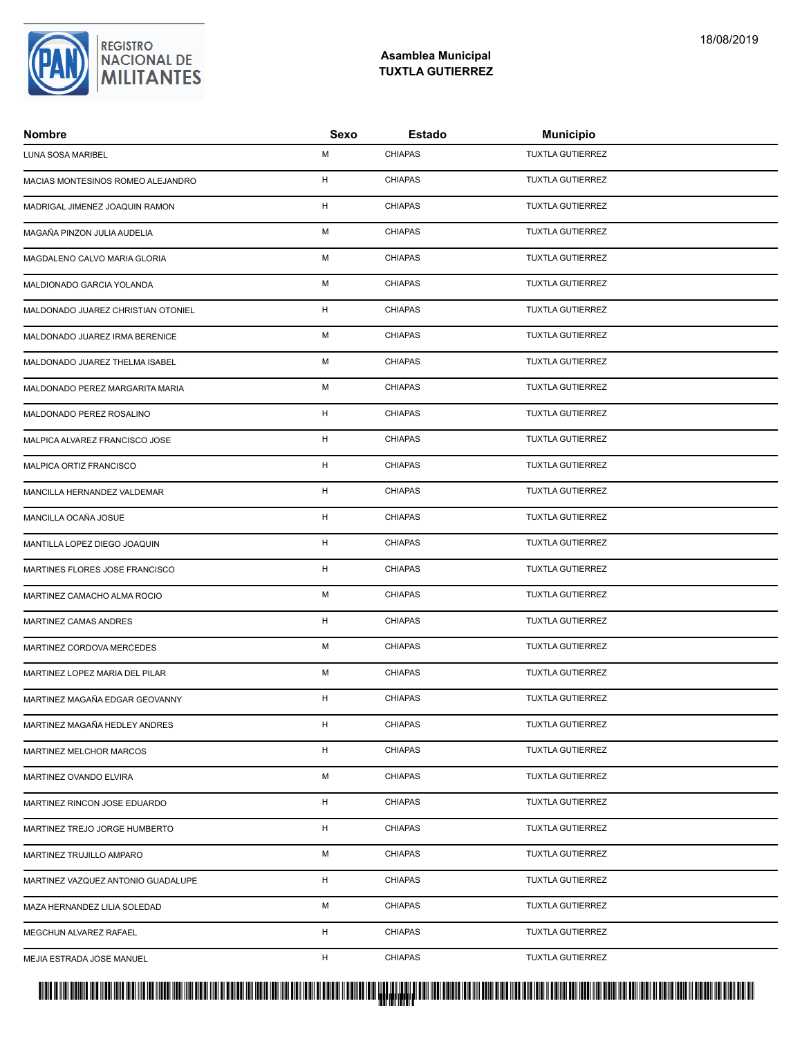**Asamblea Municipal**
**TUXTLA GUTIERREZ**

18/08/2019

| Nombre | Sexo | Estado | Municipio |
|---|---|---|---|
| LUNA SOSA MARIBEL | M | CHIAPAS | TUXTLA GUTIERREZ |
| MACIAS MONTESINOS ROMEO ALEJANDRO | H | CHIAPAS | TUXTLA GUTIERREZ |
| MADRIGAL JIMENEZ JOAQUIN RAMON | H | CHIAPAS | TUXTLA GUTIERREZ |
| MAGAÑA PINZON JULIA AUDELIA | M | CHIAPAS | TUXTLA GUTIERREZ |
| MAGDALENO CALVO MARIA GLORIA | M | CHIAPAS | TUXTLA GUTIERREZ |
| MALDIONADO GARCIA YOLANDA | M | CHIAPAS | TUXTLA GUTIERREZ |
| MALDONADO JUAREZ CHRISTIAN OTONIEL | H | CHIAPAS | TUXTLA GUTIERREZ |
| MALDONADO JUAREZ IRMA BERENICE | M | CHIAPAS | TUXTLA GUTIERREZ |
| MALDONADO JUAREZ THELMA ISABEL | M | CHIAPAS | TUXTLA GUTIERREZ |
| MALDONADO PEREZ MARGARITA MARIA | M | CHIAPAS | TUXTLA GUTIERREZ |
| MALDONADO PEREZ ROSALINO | H | CHIAPAS | TUXTLA GUTIERREZ |
| MALPICA ALVAREZ FRANCISCO JOSE | H | CHIAPAS | TUXTLA GUTIERREZ |
| MALPICA ORTIZ FRANCISCO | H | CHIAPAS | TUXTLA GUTIERREZ |
| MANCILLA HERNANDEZ VALDEMAR | H | CHIAPAS | TUXTLA GUTIERREZ |
| MANCILLA OCAÑA JOSUE | H | CHIAPAS | TUXTLA GUTIERREZ |
| MANTILLA LOPEZ DIEGO JOAQUIN | H | CHIAPAS | TUXTLA GUTIERREZ |
| MARTINES FLORES JOSE FRANCISCO | H | CHIAPAS | TUXTLA GUTIERREZ |
| MARTINEZ CAMACHO ALMA ROCIO | M | CHIAPAS | TUXTLA GUTIERREZ |
| MARTINEZ CAMAS ANDRES | H | CHIAPAS | TUXTLA GUTIERREZ |
| MARTINEZ CORDOVA MERCEDES | M | CHIAPAS | TUXTLA GUTIERREZ |
| MARTINEZ LOPEZ MARIA DEL PILAR | M | CHIAPAS | TUXTLA GUTIERREZ |
| MARTINEZ MAGAÑA EDGAR GEOVANNY | H | CHIAPAS | TUXTLA GUTIERREZ |
| MARTINEZ MAGAÑA HEDLEY ANDRES | H | CHIAPAS | TUXTLA GUTIERREZ |
| MARTINEZ MELCHOR MARCOS | H | CHIAPAS | TUXTLA GUTIERREZ |
| MARTINEZ OVANDO ELVIRA | M | CHIAPAS | TUXTLA GUTIERREZ |
| MARTINEZ RINCON JOSE EDUARDO | H | CHIAPAS | TUXTLA GUTIERREZ |
| MARTINEZ TREJO JORGE HUMBERTO | H | CHIAPAS | TUXTLA GUTIERREZ |
| MARTINEZ TRUJILLO AMPARO | M | CHIAPAS | TUXTLA GUTIERREZ |
| MARTINEZ VAZQUEZ ANTONIO GUADALUPE | H | CHIAPAS | TUXTLA GUTIERREZ |
| MAZA HERNANDEZ LILIA SOLEDAD | M | CHIAPAS | TUXTLA GUTIERREZ |
| MEGCHUN ALVAREZ RAFAEL | H | CHIAPAS | TUXTLA GUTIERREZ |
| MEJIA ESTRADA JOSE MANUEL | H | CHIAPAS | TUXTLA GUTIERREZ |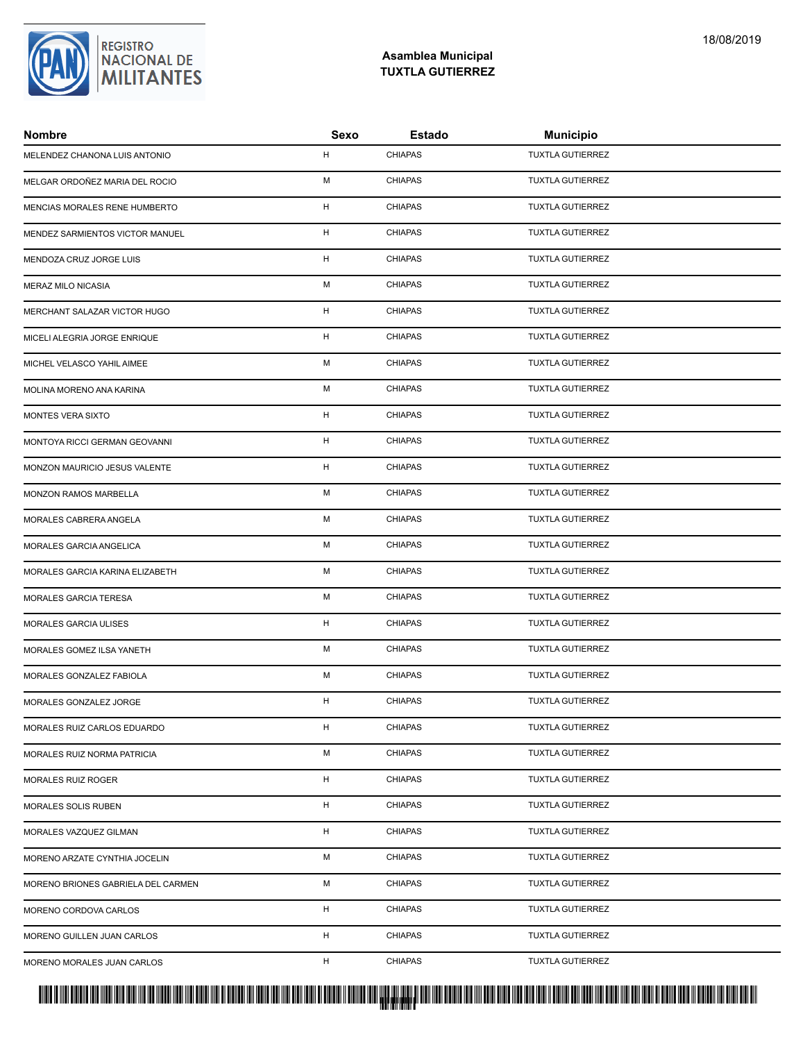**Asamblea Municipal**
**TUXTLA GUTIERREZ**

| Nombre | Sexo | Estado | Municipio |
|---|---|---|---|
| MELENDEZ CHANONA LUIS ANTONIO | H | CHIAPAS | TUXTLA GUTIERREZ |
| MELGAR ORDOÑEZ MARIA DEL ROCIO | M | CHIAPAS | TUXTLA GUTIERREZ |
| MENCIAS MORALES RENE HUMBERTO | H | CHIAPAS | TUXTLA GUTIERREZ |
| MENDEZ SARMIENTOS VICTOR MANUEL | H | CHIAPAS | TUXTLA GUTIERREZ |
| MENDOZA CRUZ JORGE LUIS | H | CHIAPAS | TUXTLA GUTIERREZ |
| MERAZ MILO NICASIA | M | CHIAPAS | TUXTLA GUTIERREZ |
| MERCHANT SALAZAR VICTOR HUGO | H | CHIAPAS | TUXTLA GUTIERREZ |
| MICELI ALEGRIA JORGE ENRIQUE | H | CHIAPAS | TUXTLA GUTIERREZ |
| MICHEL VELASCO YAHIL AIMEE | M | CHIAPAS | TUXTLA GUTIERREZ |
| MOLINA MORENO ANA KARINA | M | CHIAPAS | TUXTLA GUTIERREZ |
| MONTES VERA SIXTO | H | CHIAPAS | TUXTLA GUTIERREZ |
| MONTOYA RICCI GERMAN GEOVANNI | H | CHIAPAS | TUXTLA GUTIERREZ |
| MONZON MAURICIO JESUS VALENTE | H | CHIAPAS | TUXTLA GUTIERREZ |
| MONZON RAMOS MARBELLA | M | CHIAPAS | TUXTLA GUTIERREZ |
| MORALES CABRERA ANGELA | M | CHIAPAS | TUXTLA GUTIERREZ |
| MORALES GARCIA ANGELICA | M | CHIAPAS | TUXTLA GUTIERREZ |
| MORALES GARCIA KARINA ELIZABETH | M | CHIAPAS | TUXTLA GUTIERREZ |
| MORALES GARCIA TERESA | M | CHIAPAS | TUXTLA GUTIERREZ |
| MORALES GARCIA ULISES | H | CHIAPAS | TUXTLA GUTIERREZ |
| MORALES GOMEZ ILSA YANETH | M | CHIAPAS | TUXTLA GUTIERREZ |
| MORALES GONZALEZ FABIOLA | M | CHIAPAS | TUXTLA GUTIERREZ |
| MORALES GONZALEZ JORGE | H | CHIAPAS | TUXTLA GUTIERREZ |
| MORALES RUIZ CARLOS EDUARDO | H | CHIAPAS | TUXTLA GUTIERREZ |
| MORALES RUIZ NORMA PATRICIA | M | CHIAPAS | TUXTLA GUTIERREZ |
| MORALES RUIZ ROGER | H | CHIAPAS | TUXTLA GUTIERREZ |
| MORALES SOLIS RUBEN | H | CHIAPAS | TUXTLA GUTIERREZ |
| MORALES VAZQUEZ GILMAN | H | CHIAPAS | TUXTLA GUTIERREZ |
| MORENO ARZATE CYNTHIA JOCELIN | M | CHIAPAS | TUXTLA GUTIERREZ |
| MORENO BRIONES GABRIELA DEL CARMEN | M | CHIAPAS | TUXTLA GUTIERREZ |
| MORENO CORDOVA CARLOS | H | CHIAPAS | TUXTLA GUTIERREZ |
| MORENO GUILLEN JUAN CARLOS | H | CHIAPAS | TUXTLA GUTIERREZ |
| MORENO MORALES JUAN CARLOS | H | CHIAPAS | TUXTLA GUTIERREZ |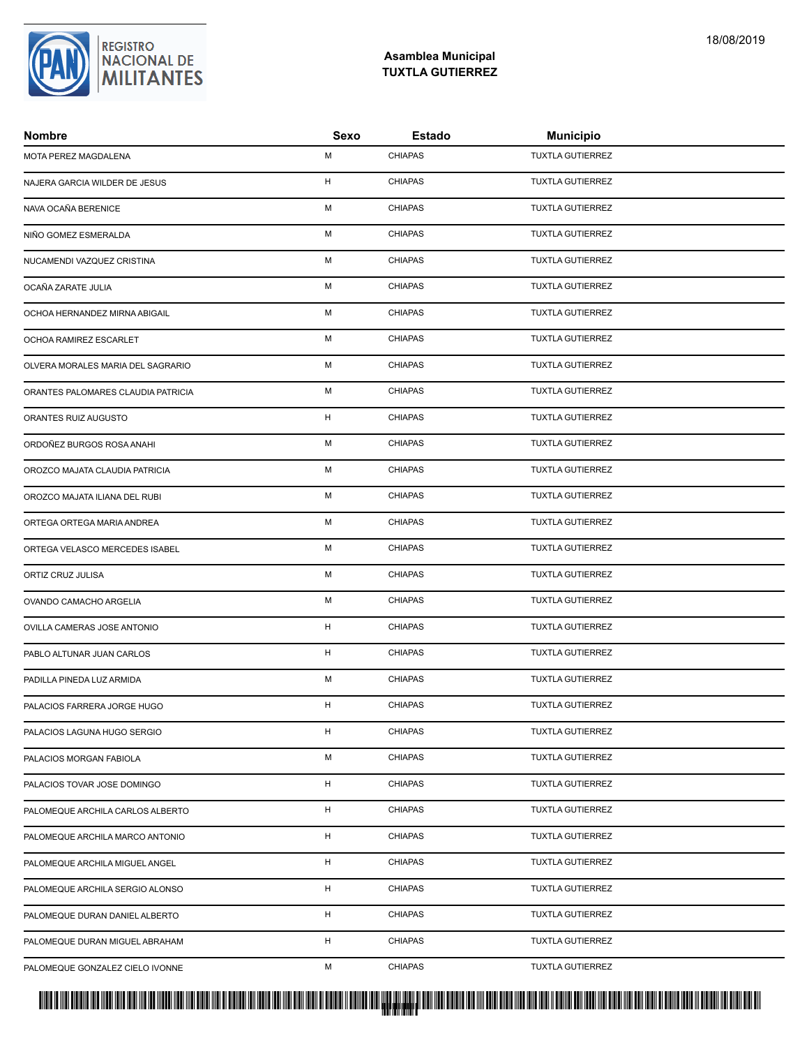## Asamblea Municipal
## TUXTLA GUTIERREZ

| Nombre | Sexo | Estado | Municipio |
|---|---|---|---|
| MOTA PEREZ MAGDALENA | M | CHIAPAS | TUXTLA GUTIERREZ |
| NAJERA GARCIA WILDER DE JESUS | H | CHIAPAS | TUXTLA GUTIERREZ |
| NAVA OCAÑA BERENICE | M | CHIAPAS | TUXTLA GUTIERREZ |
| NIÑO GOMEZ ESMERALDA | M | CHIAPAS | TUXTLA GUTIERREZ |
| NUCAMENDI VAZQUEZ CRISTINA | M | CHIAPAS | TUXTLA GUTIERREZ |
| OCAÑA ZARATE JULIA | M | CHIAPAS | TUXTLA GUTIERREZ |
| OCHOA HERNANDEZ MIRNA ABIGAIL | M | CHIAPAS | TUXTLA GUTIERREZ |
| OCHOA RAMIREZ ESCARLET | M | CHIAPAS | TUXTLA GUTIERREZ |
| OLVERA MORALES MARIA DEL SAGRARIO | M | CHIAPAS | TUXTLA GUTIERREZ |
| ORANTES PALOMARES CLAUDIA PATRICIA | M | CHIAPAS | TUXTLA GUTIERREZ |
| ORANTES RUIZ AUGUSTO | H | CHIAPAS | TUXTLA GUTIERREZ |
| ORDOÑEZ BURGOS ROSA ANAHI | M | CHIAPAS | TUXTLA GUTIERREZ |
| OROZCO MAJATA CLAUDIA PATRICIA | M | CHIAPAS | TUXTLA GUTIERREZ |
| OROZCO MAJATA ILIANA DEL RUBI | M | CHIAPAS | TUXTLA GUTIERREZ |
| ORTEGA ORTEGA MARIA ANDREA | M | CHIAPAS | TUXTLA GUTIERREZ |
| ORTEGA VELASCO MERCEDES ISABEL | M | CHIAPAS | TUXTLA GUTIERREZ |
| ORTIZ CRUZ JULISA | M | CHIAPAS | TUXTLA GUTIERREZ |
| OVANDO CAMACHO ARGELIA | M | CHIAPAS | TUXTLA GUTIERREZ |
| OVILLA CAMERAS JOSE ANTONIO | H | CHIAPAS | TUXTLA GUTIERREZ |
| PABLO ALTUNAR JUAN CARLOS | H | CHIAPAS | TUXTLA GUTIERREZ |
| PADILLA PINEDA LUZ ARMIDA | M | CHIAPAS | TUXTLA GUTIERREZ |
| PALACIOS FARRERA JORGE HUGO | H | CHIAPAS | TUXTLA GUTIERREZ |
| PALACIOS LAGUNA HUGO SERGIO | H | CHIAPAS | TUXTLA GUTIERREZ |
| PALACIOS MORGAN FABIOLA | M | CHIAPAS | TUXTLA GUTIERREZ |
| PALACIOS TOVAR JOSE DOMINGO | H | CHIAPAS | TUXTLA GUTIERREZ |
| PALOMEQUE ARCHILA CARLOS ALBERTO | H | CHIAPAS | TUXTLA GUTIERREZ |
| PALOMEQUE ARCHILA MARCO ANTONIO | H | CHIAPAS | TUXTLA GUTIERREZ |
| PALOMEQUE ARCHILA MIGUEL ANGEL | H | CHIAPAS | TUXTLA GUTIERREZ |
| PALOMEQUE ARCHILA SERGIO ALONSO | H | CHIAPAS | TUXTLA GUTIERREZ |
| PALOMEQUE DURAN DANIEL ALBERTO | H | CHIAPAS | TUXTLA GUTIERREZ |
| PALOMEQUE DURAN MIGUEL ABRAHAM | H | CHIAPAS | TUXTLA GUTIERREZ |
| PALOMEQUE GONZALEZ CIELO IVONNE | M | CHIAPAS | TUXTLA GUTIERREZ |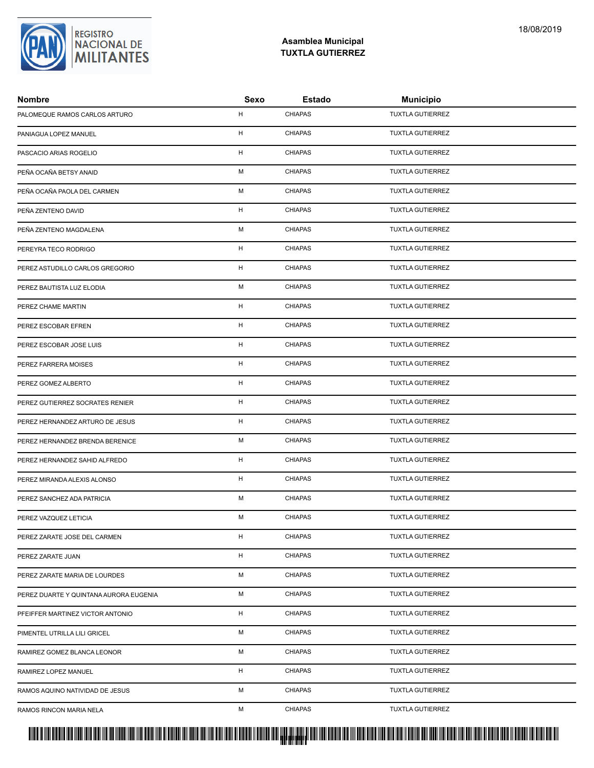# Asamblea Municipal
## TUXTLA GUTIERREZ

| Nombre | Sexo | Estado | Municipio |
|---|---|---|---|
| PALOMEQUE RAMOS CARLOS ARTURO | H | CHIAPAS | TUXTLA GUTIERREZ |
| PANIAGUA LOPEZ MANUEL | H | CHIAPAS | TUXTLA GUTIERREZ |
| PASCACIO ARIAS ROGELIO | H | CHIAPAS | TUXTLA GUTIERREZ |
| PEÑA OCAÑA BETSY ANAID | M | CHIAPAS | TUXTLA GUTIERREZ |
| PEÑA OCAÑA PAOLA DEL CARMEN | M | CHIAPAS | TUXTLA GUTIERREZ |
| PEÑA ZENTENO DAVID | H | CHIAPAS | TUXTLA GUTIERREZ |
| PEÑA ZENTENO MAGDALENA | M | CHIAPAS | TUXTLA GUTIERREZ |
| PEREYRA TECO RODRIGO | H | CHIAPAS | TUXTLA GUTIERREZ |
| PEREZ ASTUDILLO CARLOS GREGORIO | H | CHIAPAS | TUXTLA GUTIERREZ |
| PEREZ BAUTISTA LUZ ELODIA | M | CHIAPAS | TUXTLA GUTIERREZ |
| PEREZ CHAME MARTIN | H | CHIAPAS | TUXTLA GUTIERREZ |
| PEREZ ESCOBAR EFREN | H | CHIAPAS | TUXTLA GUTIERREZ |
| PEREZ ESCOBAR JOSE LUIS | H | CHIAPAS | TUXTLA GUTIERREZ |
| PEREZ FARRERA MOISES | H | CHIAPAS | TUXTLA GUTIERREZ |
| PEREZ GOMEZ ALBERTO | H | CHIAPAS | TUXTLA GUTIERREZ |
| PEREZ GUTIERREZ SOCRATES RENIER | H | CHIAPAS | TUXTLA GUTIERREZ |
| PEREZ HERNANDEZ ARTURO DE JESUS | H | CHIAPAS | TUXTLA GUTIERREZ |
| PEREZ HERNANDEZ BRENDA BERENICE | M | CHIAPAS | TUXTLA GUTIERREZ |
| PEREZ HERNANDEZ SAHID ALFREDO | H | CHIAPAS | TUXTLA GUTIERREZ |
| PEREZ MIRANDA ALEXIS ALONSO | H | CHIAPAS | TUXTLA GUTIERREZ |
| PEREZ SANCHEZ ADA PATRICIA | M | CHIAPAS | TUXTLA GUTIERREZ |
| PEREZ VAZQUEZ LETICIA | M | CHIAPAS | TUXTLA GUTIERREZ |
| PEREZ ZARATE JOSE DEL CARMEN | H | CHIAPAS | TUXTLA GUTIERREZ |
| PEREZ ZARATE JUAN | H | CHIAPAS | TUXTLA GUTIERREZ |
| PEREZ ZARATE MARIA DE LOURDES | M | CHIAPAS | TUXTLA GUTIERREZ |
| PEREZ DUARTE Y QUINTANA AURORA EUGENIA | M | CHIAPAS | TUXTLA GUTIERREZ |
| PFEIFFER MARTINEZ VICTOR ANTONIO | H | CHIAPAS | TUXTLA GUTIERREZ |
| PIMENTEL UTRILLA LILI GRICEL | M | CHIAPAS | TUXTLA GUTIERREZ |
| RAMIREZ GOMEZ BLANCA LEONOR | M | CHIAPAS | TUXTLA GUTIERREZ |
| RAMIREZ LOPEZ MANUEL | H | CHIAPAS | TUXTLA GUTIERREZ |
| RAMOS AQUINO NATIVIDAD DE JESUS | M | CHIAPAS | TUXTLA GUTIERREZ |
| RAMOS RINCON MARIA NELA | M | CHIAPAS | TUXTLA GUTIERREZ |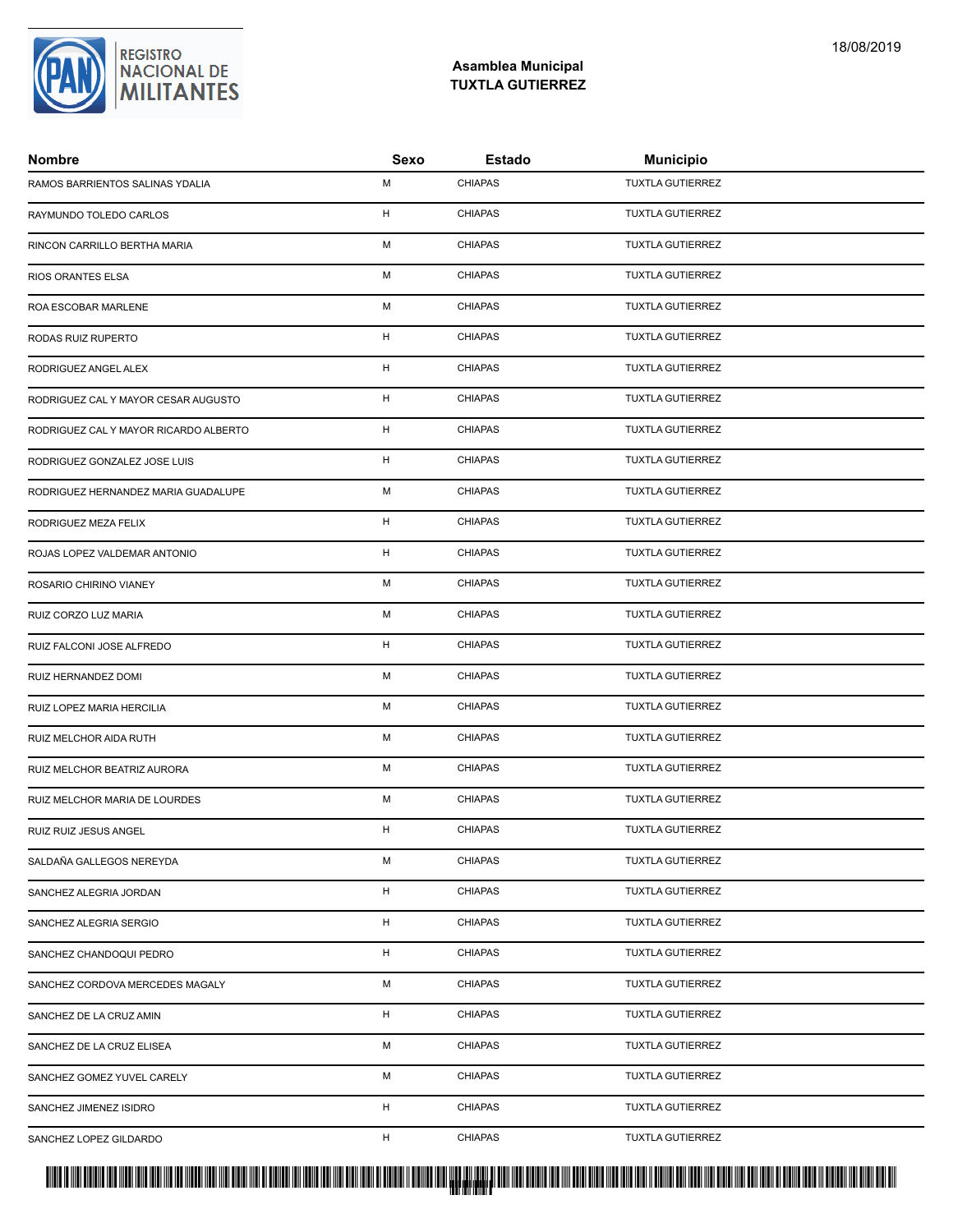**Asamblea Municipal**
**TUXTLA GUTIERREZ**

18/08/2019

| Nombre | Sexo | Estado | Municipio |
|---|---|---|---|
| RAMOS BARRIENTOS SALINAS YDALIA | M | CHIAPAS | TUXTLA GUTIERREZ |
| RAYMUNDO TOLEDO CARLOS | H | CHIAPAS | TUXTLA GUTIERREZ |
| RINCON CARRILLO BERTHA MARIA | M | CHIAPAS | TUXTLA GUTIERREZ |
| RIOS ORANTES ELSA | M | CHIAPAS | TUXTLA GUTIERREZ |
| ROA ESCOBAR MARLENE | M | CHIAPAS | TUXTLA GUTIERREZ |
| RODAS RUIZ RUPERTO | H | CHIAPAS | TUXTLA GUTIERREZ |
| RODRIGUEZ ANGEL ALEX | H | CHIAPAS | TUXTLA GUTIERREZ |
| RODRIGUEZ CAL Y MAYOR CESAR AUGUSTO | H | CHIAPAS | TUXTLA GUTIERREZ |
| RODRIGUEZ CAL Y MAYOR RICARDO ALBERTO | H | CHIAPAS | TUXTLA GUTIERREZ |
| RODRIGUEZ GONZALEZ JOSE LUIS | H | CHIAPAS | TUXTLA GUTIERREZ |
| RODRIGUEZ HERNANDEZ MARIA GUADALUPE | M | CHIAPAS | TUXTLA GUTIERREZ |
| RODRIGUEZ MEZA FELIX | H | CHIAPAS | TUXTLA GUTIERREZ |
| ROJAS LOPEZ VALDEMAR ANTONIO | H | CHIAPAS | TUXTLA GUTIERREZ |
| ROSARIO CHIRINO VIANEY | M | CHIAPAS | TUXTLA GUTIERREZ |
| RUIZ CORZO LUZ MARIA | M | CHIAPAS | TUXTLA GUTIERREZ |
| RUIZ FALCONI JOSE ALFREDO | H | CHIAPAS | TUXTLA GUTIERREZ |
| RUIZ HERNANDEZ DOMI | M | CHIAPAS | TUXTLA GUTIERREZ |
| RUIZ LOPEZ MARIA HERCILIA | M | CHIAPAS | TUXTLA GUTIERREZ |
| RUIZ MELCHOR AIDA RUTH | M | CHIAPAS | TUXTLA GUTIERREZ |
| RUIZ MELCHOR BEATRIZ AURORA | M | CHIAPAS | TUXTLA GUTIERREZ |
| RUIZ MELCHOR MARIA DE LOURDES | M | CHIAPAS | TUXTLA GUTIERREZ |
| RUIZ RUIZ JESUS ANGEL | H | CHIAPAS | TUXTLA GUTIERREZ |
| SALDAÑA GALLEGOS NEREYDA | M | CHIAPAS | TUXTLA GUTIERREZ |
| SANCHEZ ALEGRIA JORDAN | H | CHIAPAS | TUXTLA GUTIERREZ |
| SANCHEZ ALEGRIA SERGIO | H | CHIAPAS | TUXTLA GUTIERREZ |
| SANCHEZ CHANDOQUI PEDRO | H | CHIAPAS | TUXTLA GUTIERREZ |
| SANCHEZ CORDOVA MERCEDES MAGALY | M | CHIAPAS | TUXTLA GUTIERREZ |
| SANCHEZ DE LA CRUZ AMIN | H | CHIAPAS | TUXTLA GUTIERREZ |
| SANCHEZ DE LA CRUZ ELISEA | M | CHIAPAS | TUXTLA GUTIERREZ |
| SANCHEZ GOMEZ YUVEL CARELY | M | CHIAPAS | TUXTLA GUTIERREZ |
| SANCHEZ JIMENEZ ISIDRO | H | CHIAPAS | TUXTLA GUTIERREZ |
| SANCHEZ LOPEZ GILDARDO | H | CHIAPAS | TUXTLA GUTIERREZ |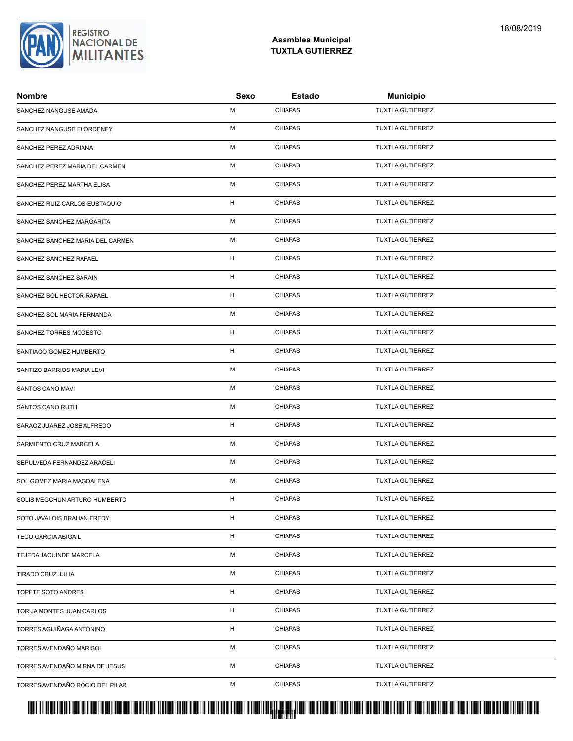**Asamblea Municipal**
**TUXTLA GUTIERREZ**

18/08/2019

| Nombre | Sexo | Estado | Municipio |
|---|---|---|---|
| SANCHEZ NANGUSE AMADA | M | CHIAPAS | TUXTLA GUTIERREZ |
| SANCHEZ NANGUSE FLORDENEY | M | CHIAPAS | TUXTLA GUTIERREZ |
| SANCHEZ PEREZ ADRIANA | M | CHIAPAS | TUXTLA GUTIERREZ |
| SANCHEZ PEREZ MARIA DEL CARMEN | M | CHIAPAS | TUXTLA GUTIERREZ |
| SANCHEZ PEREZ MARTHA ELISA | M | CHIAPAS | TUXTLA GUTIERREZ |
| SANCHEZ RUIZ CARLOS EUSTAQUIO | H | CHIAPAS | TUXTLA GUTIERREZ |
| SANCHEZ SANCHEZ MARGARITA | M | CHIAPAS | TUXTLA GUTIERREZ |
| SANCHEZ SANCHEZ MARIA DEL CARMEN | M | CHIAPAS | TUXTLA GUTIERREZ |
| SANCHEZ SANCHEZ RAFAEL | H | CHIAPAS | TUXTLA GUTIERREZ |
| SANCHEZ SANCHEZ SARAIN | H | CHIAPAS | TUXTLA GUTIERREZ |
| SANCHEZ SOL HECTOR RAFAEL | H | CHIAPAS | TUXTLA GUTIERREZ |
| SANCHEZ SOL MARIA FERNANDA | M | CHIAPAS | TUXTLA GUTIERREZ |
| SANCHEZ TORRES MODESTO | H | CHIAPAS | TUXTLA GUTIERREZ |
| SANTIAGO GOMEZ HUMBERTO | H | CHIAPAS | TUXTLA GUTIERREZ |
| SANTIZO BARRIOS MARIA LEVI | M | CHIAPAS | TUXTLA GUTIERREZ |
| SANTOS CANO MAVI | M | CHIAPAS | TUXTLA GUTIERREZ |
| SANTOS CANO RUTH | M | CHIAPAS | TUXTLA GUTIERREZ |
| SARAOZ JUAREZ JOSE ALFREDO | H | CHIAPAS | TUXTLA GUTIERREZ |
| SARMIENTO CRUZ MARCELA | M | CHIAPAS | TUXTLA GUTIERREZ |
| SEPULVEDA FERNANDEZ ARACELI | M | CHIAPAS | TUXTLA GUTIERREZ |
| SOL GOMEZ MARIA MAGDALENA | M | CHIAPAS | TUXTLA GUTIERREZ |
| SOLIS MEGCHUN ARTURO HUMBERTO | H | CHIAPAS | TUXTLA GUTIERREZ |
| SOTO JAVALOIS BRAHAN FREDY | H | CHIAPAS | TUXTLA GUTIERREZ |
| TECO GARCIA ABIGAIL | H | CHIAPAS | TUXTLA GUTIERREZ |
| TEJEDA JACUINDE MARCELA | M | CHIAPAS | TUXTLA GUTIERREZ |
| TIRADO CRUZ JULIA | M | CHIAPAS | TUXTLA GUTIERREZ |
| TOPETE SOTO ANDRES | H | CHIAPAS | TUXTLA GUTIERREZ |
| TORIJA MONTES JUAN CARLOS | H | CHIAPAS | TUXTLA GUTIERREZ |
| TORRES AGUIÑAGA ANTONINO | H | CHIAPAS | TUXTLA GUTIERREZ |
| TORRES AVENDAÑO MARISOL | M | CHIAPAS | TUXTLA GUTIERREZ |
| TORRES AVENDAÑO MIRNA DE JESUS | M | CHIAPAS | TUXTLA GUTIERREZ |
| TORRES AVENDAÑO ROCIO DEL PILAR | M | CHIAPAS | TUXTLA GUTIERREZ |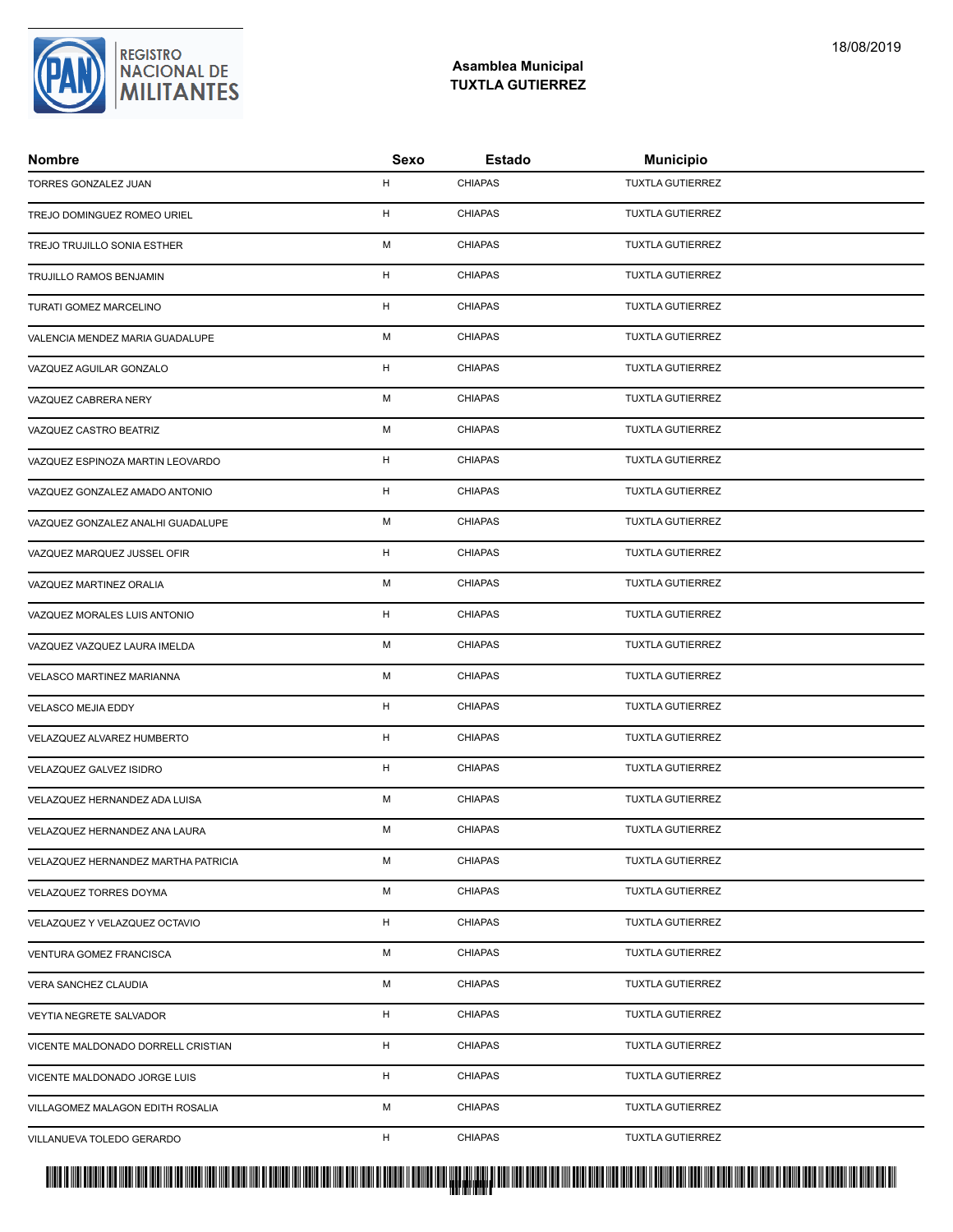## Asamblea Municipal
## TUXTLA GUTIERREZ

| Nombre | Sexo | Estado | Municipio |
|---|---|---|---|
| TORRES GONZALEZ JUAN | H | CHIAPAS | TUXTLA GUTIERREZ |
| TREJO DOMINGUEZ ROMEO URIEL | H | CHIAPAS | TUXTLA GUTIERREZ |
| TREJO TRUJILLO SONIA ESTHER | M | CHIAPAS | TUXTLA GUTIERREZ |
| TRUJILLO RAMOS BENJAMIN | H | CHIAPAS | TUXTLA GUTIERREZ |
| TURATI GOMEZ MARCELINO | H | CHIAPAS | TUXTLA GUTIERREZ |
| VALENCIA MENDEZ MARIA GUADALUPE | M | CHIAPAS | TUXTLA GUTIERREZ |
| VAZQUEZ AGUILAR GONZALO | H | CHIAPAS | TUXTLA GUTIERREZ |
| VAZQUEZ CABRERA NERY | M | CHIAPAS | TUXTLA GUTIERREZ |
| VAZQUEZ CASTRO BEATRIZ | M | CHIAPAS | TUXTLA GUTIERREZ |
| VAZQUEZ ESPINOZA MARTIN LEOVARDO | H | CHIAPAS | TUXTLA GUTIERREZ |
| VAZQUEZ GONZALEZ AMADO ANTONIO | H | CHIAPAS | TUXTLA GUTIERREZ |
| VAZQUEZ GONZALEZ ANALHI GUADALUPE | M | CHIAPAS | TUXTLA GUTIERREZ |
| VAZQUEZ MARQUEZ JUSSEL OFIR | H | CHIAPAS | TUXTLA GUTIERREZ |
| VAZQUEZ MARTINEZ ORALIA | M | CHIAPAS | TUXTLA GUTIERREZ |
| VAZQUEZ MORALES LUIS ANTONIO | H | CHIAPAS | TUXTLA GUTIERREZ |
| VAZQUEZ VAZQUEZ LAURA IMELDA | M | CHIAPAS | TUXTLA GUTIERREZ |
| VELASCO MARTINEZ MARIANNA | M | CHIAPAS | TUXTLA GUTIERREZ |
| VELASCO MEJIA EDDY | H | CHIAPAS | TUXTLA GUTIERREZ |
| VELAZQUEZ ALVAREZ HUMBERTO | H | CHIAPAS | TUXTLA GUTIERREZ |
| VELAZQUEZ GALVEZ ISIDRO | H | CHIAPAS | TUXTLA GUTIERREZ |
| VELAZQUEZ HERNANDEZ ADA LUISA | M | CHIAPAS | TUXTLA GUTIERREZ |
| VELAZQUEZ HERNANDEZ ANA LAURA | M | CHIAPAS | TUXTLA GUTIERREZ |
| VELAZQUEZ HERNANDEZ MARTHA PATRICIA | M | CHIAPAS | TUXTLA GUTIERREZ |
| VELAZQUEZ TORRES DOYMA | M | CHIAPAS | TUXTLA GUTIERREZ |
| VELAZQUEZ Y VELAZQUEZ OCTAVIO | H | CHIAPAS | TUXTLA GUTIERREZ |
| VENTURA GOMEZ FRANCISCA | M | CHIAPAS | TUXTLA GUTIERREZ |
| VERA SANCHEZ CLAUDIA | M | CHIAPAS | TUXTLA GUTIERREZ |
| VEYTIA NEGRETE SALVADOR | H | CHIAPAS | TUXTLA GUTIERREZ |
| VICENTE MALDONADO DORRELL CRISTIAN | H | CHIAPAS | TUXTLA GUTIERREZ |
| VICENTE MALDONADO JORGE LUIS | H | CHIAPAS | TUXTLA GUTIERREZ |
| VILLAGOMEZ MALAGON EDITH ROSALIA | M | CHIAPAS | TUXTLA GUTIERREZ |
| VILLANUEVA TOLEDO GERARDO | H | CHIAPAS | TUXTLA GUTIERREZ |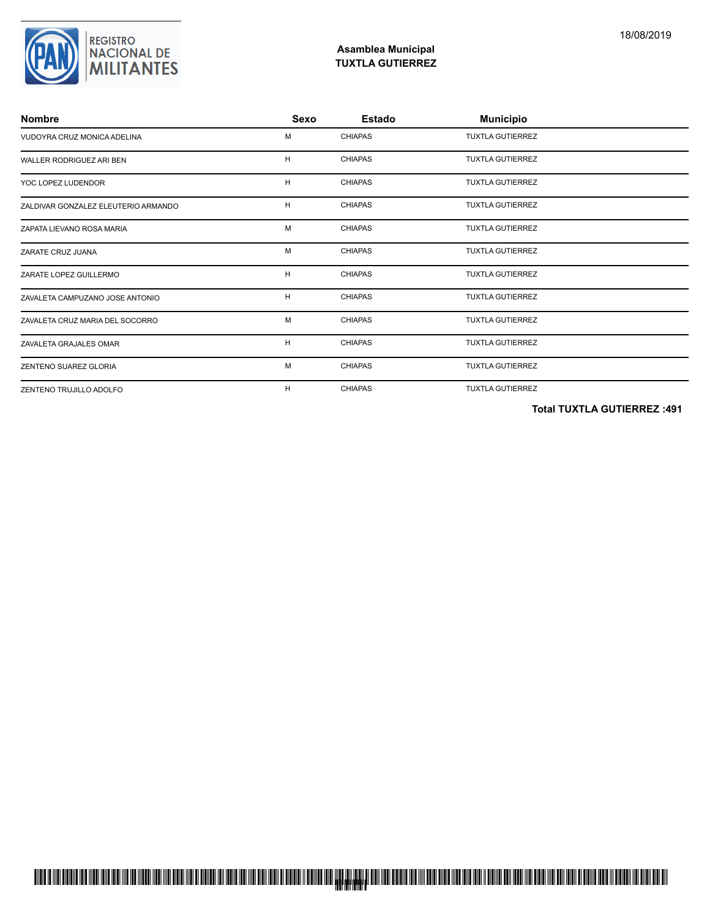**Asamblea Municipal**
**TUXTLA GUTIERREZ**

| Nombre | Sexo | Estado | Municipio |
|---|---|---|---|
| VUDOYRA CRUZ MONICA ADELINA | M | CHIAPAS | TUXTLA GUTIERREZ |
| WALLER RODRIGUEZ ARI BEN | H | CHIAPAS | TUXTLA GUTIERREZ |
| YOC LOPEZ LUDENDOR | H | CHIAPAS | TUXTLA GUTIERREZ |
| ZALDIVAR GONZALEZ ELEUTERIO ARMANDO | H | CHIAPAS | TUXTLA GUTIERREZ |
| ZAPATA LIEVANO ROSA MARIA | M | CHIAPAS | TUXTLA GUTIERREZ |
| ZARATE CRUZ JUANA | M | CHIAPAS | TUXTLA GUTIERREZ |
| ZARATE LOPEZ GUILLERMO | H | CHIAPAS | TUXTLA GUTIERREZ |
| ZAVALETA CAMPUZANO JOSE ANTONIO | H | CHIAPAS | TUXTLA GUTIERREZ |
| ZAVALETA CRUZ MARIA DEL SOCORRO | M | CHIAPAS | TUXTLA GUTIERREZ |
| ZAVALETA GRAJALES OMAR | H | CHIAPAS | TUXTLA GUTIERREZ |
| ZENTENO SUAREZ GLORIA | M | CHIAPAS | TUXTLA GUTIERREZ |
| ZENTENO TRUJILLO ADOLFO | H | CHIAPAS | TUXTLA GUTIERREZ |

**Total TUXTLA GUTIERREZ :491**